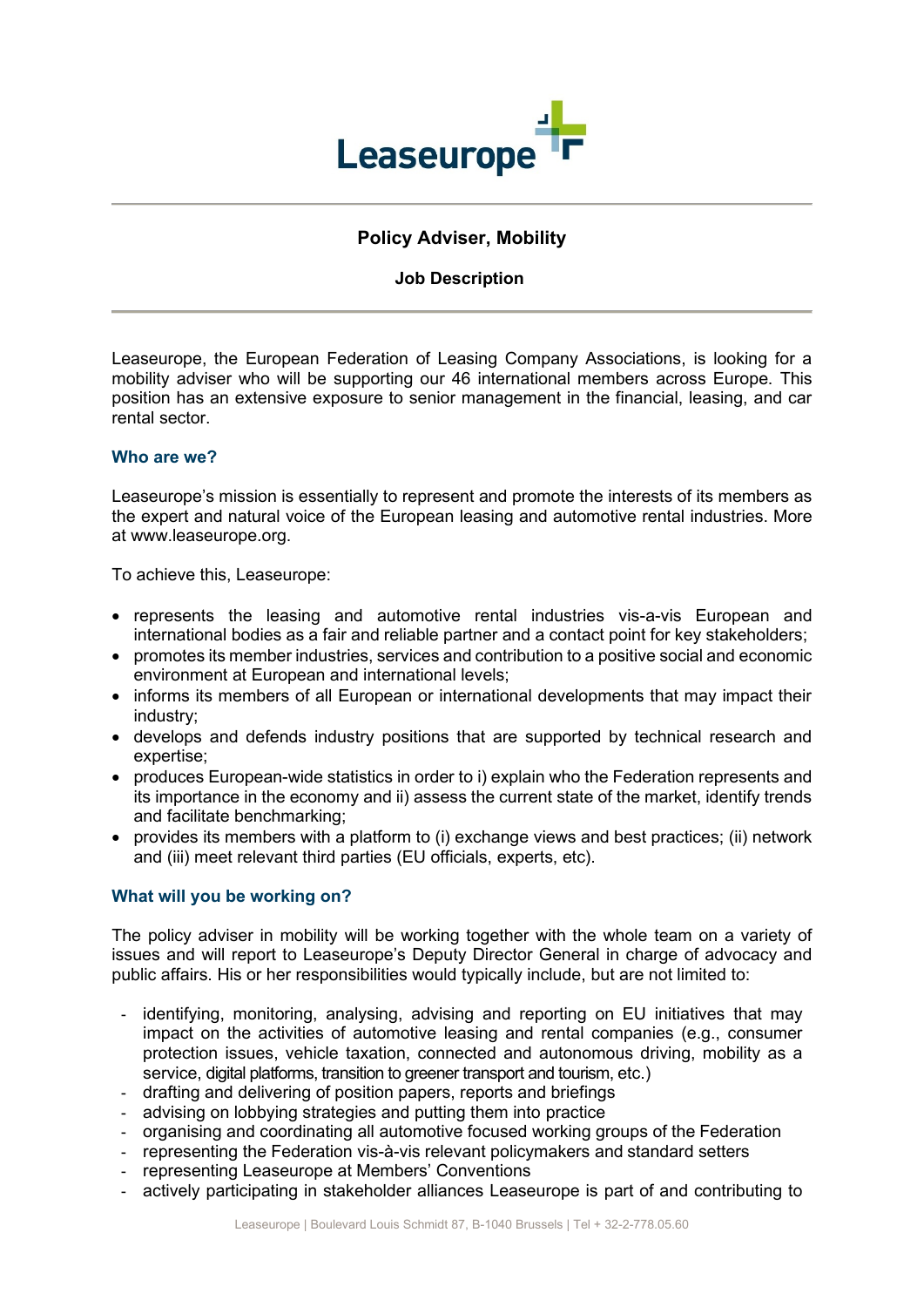Leaseurope

## Policy Adviser, Mobility

### Job Description

Leaseurope, the European Federation of Leasing Company Associations, is looking for a mobility adviser who will be supporting our 46 international members across Europe. This position has an extensive exposure to senior management in the financial, leasing, and car rental sector.

### Who are we?

Leaseurope's mission is essentially to represent and promote the interests of its members as the expert and natural voice of the European leasing and automotive rental industries. More at www.leaseurope.org.

To achieve this, Leaseurope:

- represents the leasing and automotive rental industries vis-a-vis European and international bodies as a fair and reliable partner and a contact point for key stakeholders;
- promotes its member industries, services and contribution to a positive social and economic environment at European and international levels;
- informs its members of all European or international developments that may impact their industry;
- develops and defends industry positions that are supported by technical research and expertise;
- produces European-wide statistics in order to i) explain who the Federation represents and its importance in the economy and ii) assess the current state of the market, identify trends and facilitate benchmarking;
- provides its members with a platform to (i) exchange views and best practices; (ii) network and (iii) meet relevant third parties (EU officials, experts, etc).

### What will you be working on?

The policy adviser in mobility will be working together with the whole team on a variety of issues and will report to Leaseurope's Deputy Director General in charge of advocacy and public affairs. His or her responsibilities would typically include, but are not limited to:

- identifying, monitoring, analysing, advising and reporting on EU initiatives that may impact on the activities of automotive leasing and rental companies (e.g., consumer protection issues, vehicle taxation, connected and autonomous driving, mobility as a service, digital platforms, transition to greener transport and tourism, etc.)
- drafting and delivering of position papers, reports and briefings
- advising on lobbying strategies and putting them into practice
- organising and coordinating all automotive focused working groups of the Federation
- representing the Federation vis-à-vis relevant policymakers and standard setters
- representing Leaseurope at Members' Conventions
- actively participating in stakeholder alliances Leaseurope is part of and contributing to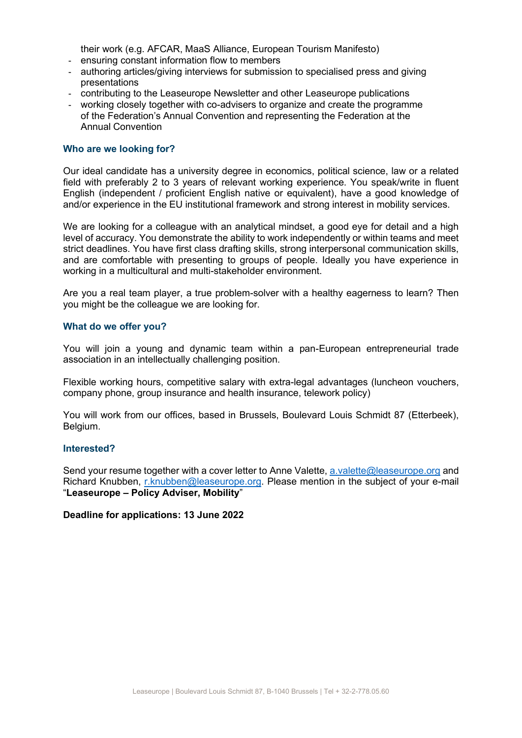their work (e.g. AFCAR, MaaS Alliance, European Tourism Manifesto)
- ensuring constant information flow to members
- authoring articles/giving interviews for submission to specialised press and giving presentations
- contributing to the Leaseurope Newsletter and other Leaseurope publications
- working closely together with co-advisers to organize and create the programme of the Federation's Annual Convention and representing the Federation at the Annual Convention

### Who are we looking for?

Our ideal candidate has a university degree in economics, political science, law or a related field with preferably 2 to 3 years of relevant working experience. You speak/write in fluent English (independent / proficient English native or equivalent), have a good knowledge of and/or experience in the EU institutional framework and strong interest in mobility services.

We are looking for a colleague with an analytical mindset, a good eye for detail and a high level of accuracy. You demonstrate the ability to work independently or within teams and meet strict deadlines. You have first class drafting skills, strong interpersonal communication skills, and are comfortable with presenting to groups of people. Ideally you have experience in working in a multicultural and multi-stakeholder environment.

Are you a real team player, a true problem-solver with a healthy eagerness to learn? Then you might be the colleague we are looking for.

### What do we offer you?

You will join a young and dynamic team within a pan-European entrepreneurial trade association in an intellectually challenging position.

Flexible working hours, competitive salary with extra-legal advantages (luncheon vouchers, company phone, group insurance and health insurance, telework policy)

You will work from our offices, based in Brussels, Boulevard Louis Schmidt 87 (Etterbeek), Belgium.

### Interested?

Send your resume together with a cover letter to Anne Valette, a.valette@leaseurope.org and Richard Knubben, r.knubben@leaseurope.org. Please mention in the subject of your e-mail "**Leaseurope – Policy Adviser, Mobility**"

**Deadline for applications: 13 June 2022**